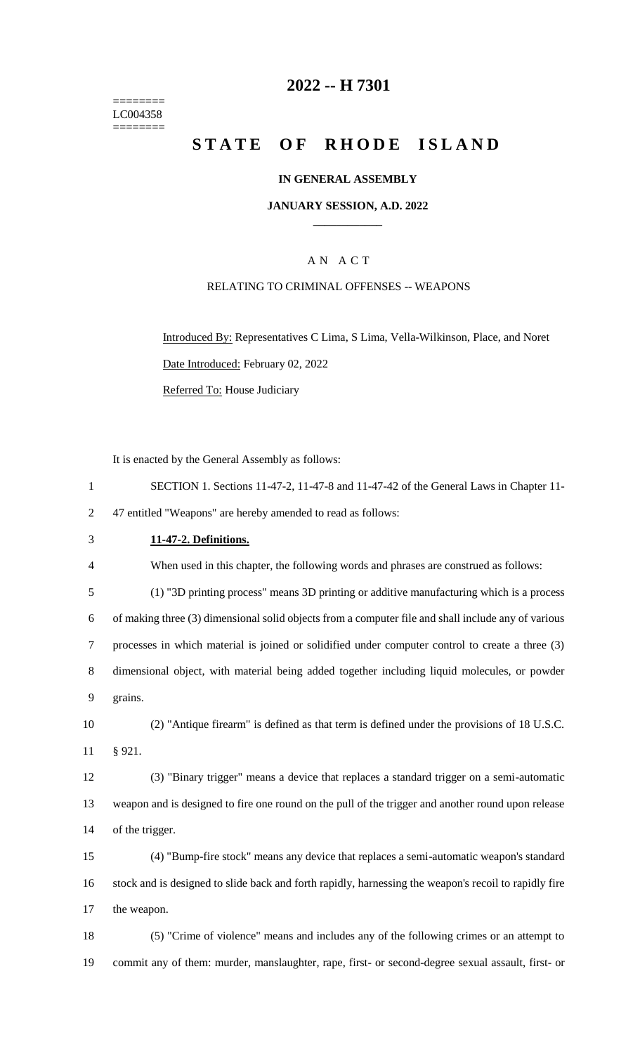======== 
LC004358 
========

# 2022 -- H 7301

# STATE OF RHODE ISLAND

## IN GENERAL ASSEMBLY

### JANUARY SESSION, A.D. 2022

### AN ACT

### RELATING TO CRIMINAL OFFENSES -- WEAPONS

Introduced By: Representatives C Lima, S Lima, Vella-Wilkinson, Place, and Noret

Date Introduced: February 02, 2022

Referred To: House Judiciary

It is enacted by the General Assembly as follows:

1 SECTION 1. Sections 11-47-2, 11-47-8 and 11-47-42 of the General Laws in Chapter 11-
2 47 entitled "Weapons" are hereby amended to read as follows:

3 **11-47-2. Definitions.**

4 When used in this chapter, the following words and phrases are construed as follows:

5 (1) "3D printing process" means 3D printing or additive manufacturing which is a process
6 of making three (3) dimensional solid objects from a computer file and shall include any of various
7 processes in which material is joined or solidified under computer control to create a three (3)
8 dimensional object, with material being added together including liquid molecules, or powder
9 grains.

10 (2) "Antique firearm" is defined as that term is defined under the provisions of 18 U.S.C.
11 § 921.

12 (3) "Binary trigger" means a device that replaces a standard trigger on a semi-automatic
13 weapon and is designed to fire one round on the pull of the trigger and another round upon release
14 of the trigger.

15 (4) "Bump-fire stock" means any device that replaces a semi-automatic weapon's standard
16 stock and is designed to slide back and forth rapidly, harnessing the weapon's recoil to rapidly fire
17 the weapon.

18 (5) "Crime of violence" means and includes any of the following crimes or an attempt to
19 commit any of them: murder, manslaughter, rape, first- or second-degree sexual assault, first- or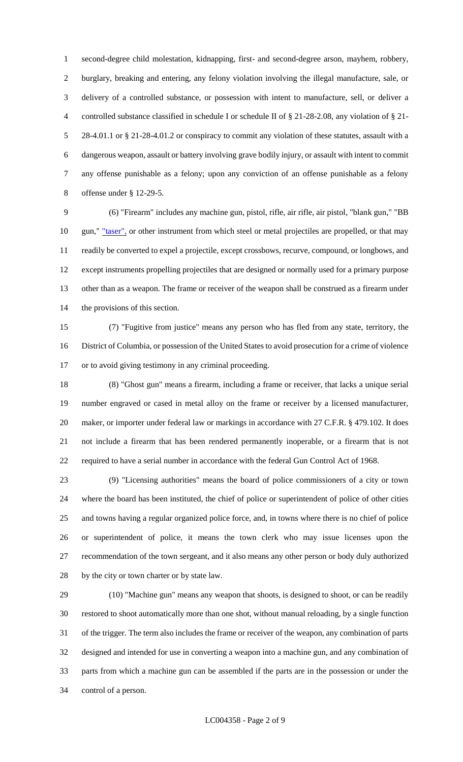second-degree child molestation, kidnapping, first- and second-degree arson, mayhem, robbery, burglary, breaking and entering, any felony violation involving the illegal manufacture, sale, or delivery of a controlled substance, or possession with intent to manufacture, sell, or deliver a controlled substance classified in schedule I or schedule II of § 21-28-2.08, any violation of § 21-28-4.01.1 or § 21-28-4.01.2 or conspiracy to commit any violation of these statutes, assault with a dangerous weapon, assault or battery involving grave bodily injury, or assault with intent to commit any offense punishable as a felony; upon any conviction of an offense punishable as a felony offense under § 12-29-5.

(6) "Firearm" includes any machine gun, pistol, rifle, air rifle, air pistol, "blank gun," "BB gun," "taser", or other instrument from which steel or metal projectiles are propelled, or that may readily be converted to expel a projectile, except crossbows, recurve, compound, or longbows, and except instruments propelling projectiles that are designed or normally used for a primary purpose other than as a weapon. The frame or receiver of the weapon shall be construed as a firearm under the provisions of this section.

(7) "Fugitive from justice" means any person who has fled from any state, territory, the District of Columbia, or possession of the United States to avoid prosecution for a crime of violence or to avoid giving testimony in any criminal proceeding.

(8) "Ghost gun" means a firearm, including a frame or receiver, that lacks a unique serial number engraved or cased in metal alloy on the frame or receiver by a licensed manufacturer, maker, or importer under federal law or markings in accordance with 27 C.F.R. § 479.102. It does not include a firearm that has been rendered permanently inoperable, or a firearm that is not required to have a serial number in accordance with the federal Gun Control Act of 1968.

(9) "Licensing authorities" means the board of police commissioners of a city or town where the board has been instituted, the chief of police or superintendent of police of other cities and towns having a regular organized police force, and, in towns where there is no chief of police or superintendent of police, it means the town clerk who may issue licenses upon the recommendation of the town sergeant, and it also means any other person or body duly authorized by the city or town charter or by state law.

(10) "Machine gun" means any weapon that shoots, is designed to shoot, or can be readily restored to shoot automatically more than one shot, without manual reloading, by a single function of the trigger. The term also includes the frame or receiver of the weapon, any combination of parts designed and intended for use in converting a weapon into a machine gun, and any combination of parts from which a machine gun can be assembled if the parts are in the possession or under the control of a person.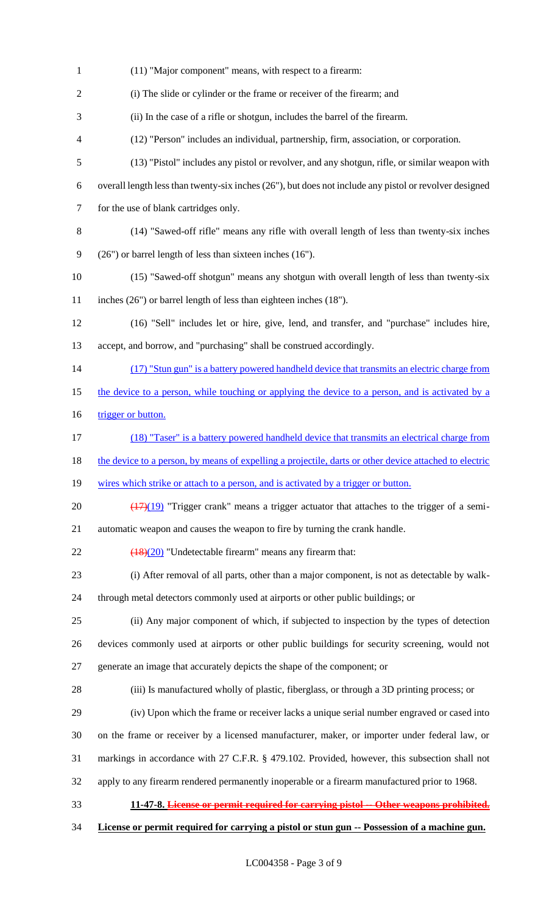(11) "Major component" means, with respect to a firearm:

(i) The slide or cylinder or the frame or receiver of the firearm; and

(ii) In the case of a rifle or shotgun, includes the barrel of the firearm.

(12) "Person" includes an individual, partnership, firm, association, or corporation.

(13) "Pistol" includes any pistol or revolver, and any shotgun, rifle, or similar weapon with overall length less than twenty-six inches (26"), but does not include any pistol or revolver designed for the use of blank cartridges only.

(14) "Sawed-off rifle" means any rifle with overall length of less than twenty-six inches (26") or barrel length of less than sixteen inches (16").

(15) "Sawed-off shotgun" means any shotgun with overall length of less than twenty-six inches (26") or barrel length of less than eighteen inches (18").

(16) "Sell" includes let or hire, give, lend, and transfer, and "purchase" includes hire, accept, and borrow, and "purchasing" shall be construed accordingly.

<u>(17) "Stun gun" is a battery powered handheld device that transmits an electric charge from the device to a person, while touching or applying the device to a person, and is activated by a trigger or button.</u>

<u>(18) "Taser" is a battery powered handheld device that transmits an electrical charge from the device to a person, by means of expelling a projectile, darts or other device attached to electric wires which strike or attach to a person, and is activated by a trigger or button.</u>

~~(17)~~<u>(19)</u> "Trigger crank" means a trigger actuator that attaches to the trigger of a semi-automatic weapon and causes the weapon to fire by turning the crank handle.

~~(18)~~<u>(20)</u> "Undetectable firearm" means any firearm that:

(i) After removal of all parts, other than a major component, is not as detectable by walk-through metal detectors commonly used at airports or other public buildings; or

(ii) Any major component of which, if subjected to inspection by the types of detection devices commonly used at airports or other public buildings for security screening, would not generate an image that accurately depicts the shape of the component; or

(iii) Is manufactured wholly of plastic, fiberglass, or through a 3D printing process; or

(iv) Upon which the frame or receiver lacks a unique serial number engraved or cased into on the frame or receiver by a licensed manufacturer, maker, or importer under federal law, or markings in accordance with 27 C.F.R. § 479.102. Provided, however, this subsection shall not apply to any firearm rendered permanently inoperable or a firearm manufactured prior to 1968.

**11-47-8. ~~License or permit required for carrying pistol -- Other weapons prohibited.~~**

**<u>License or permit required for carrying a pistol or stun gun -- Possession of a machine gun.</u>**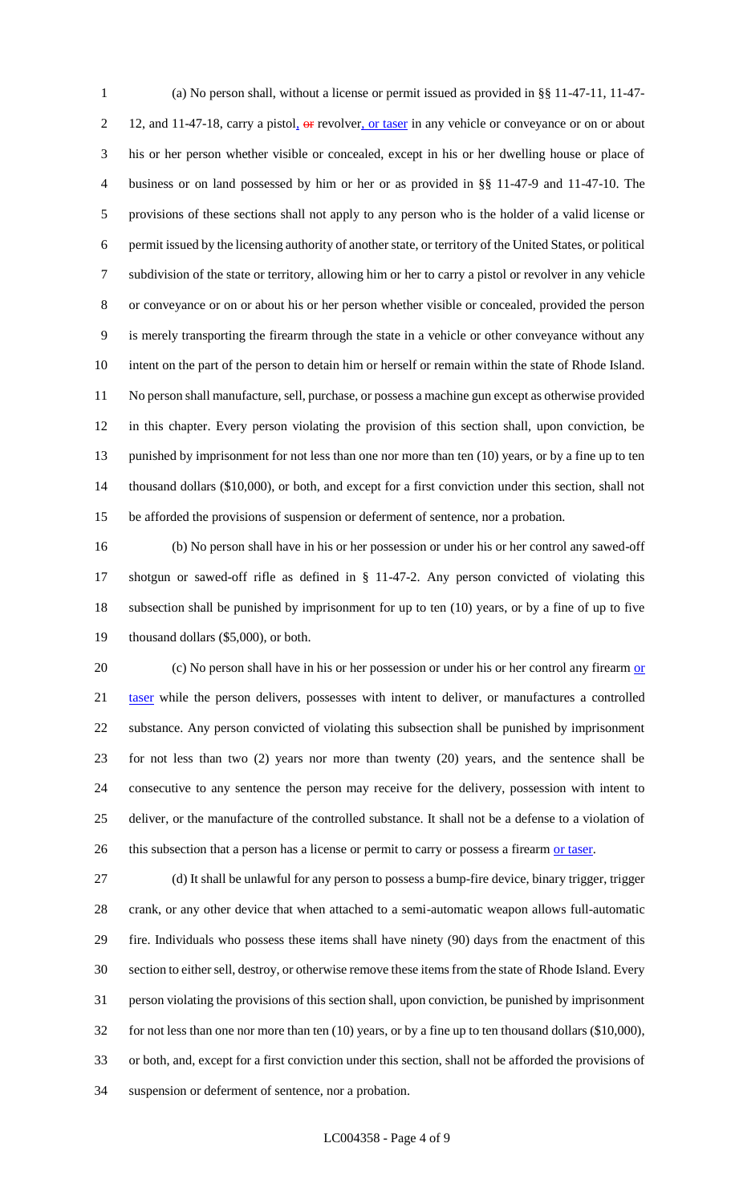(a) No person shall, without a license or permit issued as provided in §§ 11-47-11, 11-47-12, and 11-47-18, carry a pistol, ~~or~~ revolver, or taser in any vehicle or conveyance or on or about his or her person whether visible or concealed, except in his or her dwelling house or place of business or on land possessed by him or her or as provided in §§ 11-47-9 and 11-47-10. The provisions of these sections shall not apply to any person who is the holder of a valid license or permit issued by the licensing authority of another state, or territory of the United States, or political subdivision of the state or territory, allowing him or her to carry a pistol or revolver in any vehicle or conveyance or on or about his or her person whether visible or concealed, provided the person is merely transporting the firearm through the state in a vehicle or other conveyance without any intent on the part of the person to detain him or herself or remain within the state of Rhode Island. No person shall manufacture, sell, purchase, or possess a machine gun except as otherwise provided in this chapter. Every person violating the provision of this section shall, upon conviction, be punished by imprisonment for not less than one nor more than ten (10) years, or by a fine up to ten thousand dollars ($10,000), or both, and except for a first conviction under this section, shall not be afforded the provisions of suspension or deferment of sentence, nor a probation.

(b) No person shall have in his or her possession or under his or her control any sawed-off shotgun or sawed-off rifle as defined in § 11-47-2. Any person convicted of violating this subsection shall be punished by imprisonment for up to ten (10) years, or by a fine of up to five thousand dollars ($5,000), or both.

(c) No person shall have in his or her possession or under his or her control any firearm or taser while the person delivers, possesses with intent to deliver, or manufactures a controlled substance. Any person convicted of violating this subsection shall be punished by imprisonment for not less than two (2) years nor more than twenty (20) years, and the sentence shall be consecutive to any sentence the person may receive for the delivery, possession with intent to deliver, or the manufacture of the controlled substance. It shall not be a defense to a violation of this subsection that a person has a license or permit to carry or possess a firearm or taser.

(d) It shall be unlawful for any person to possess a bump-fire device, binary trigger, trigger crank, or any other device that when attached to a semi-automatic weapon allows full-automatic fire. Individuals who possess these items shall have ninety (90) days from the enactment of this section to either sell, destroy, or otherwise remove these items from the state of Rhode Island. Every person violating the provisions of this section shall, upon conviction, be punished by imprisonment for not less than one nor more than ten (10) years, or by a fine up to ten thousand dollars ($10,000), or both, and, except for a first conviction under this section, shall not be afforded the provisions of suspension or deferment of sentence, nor a probation.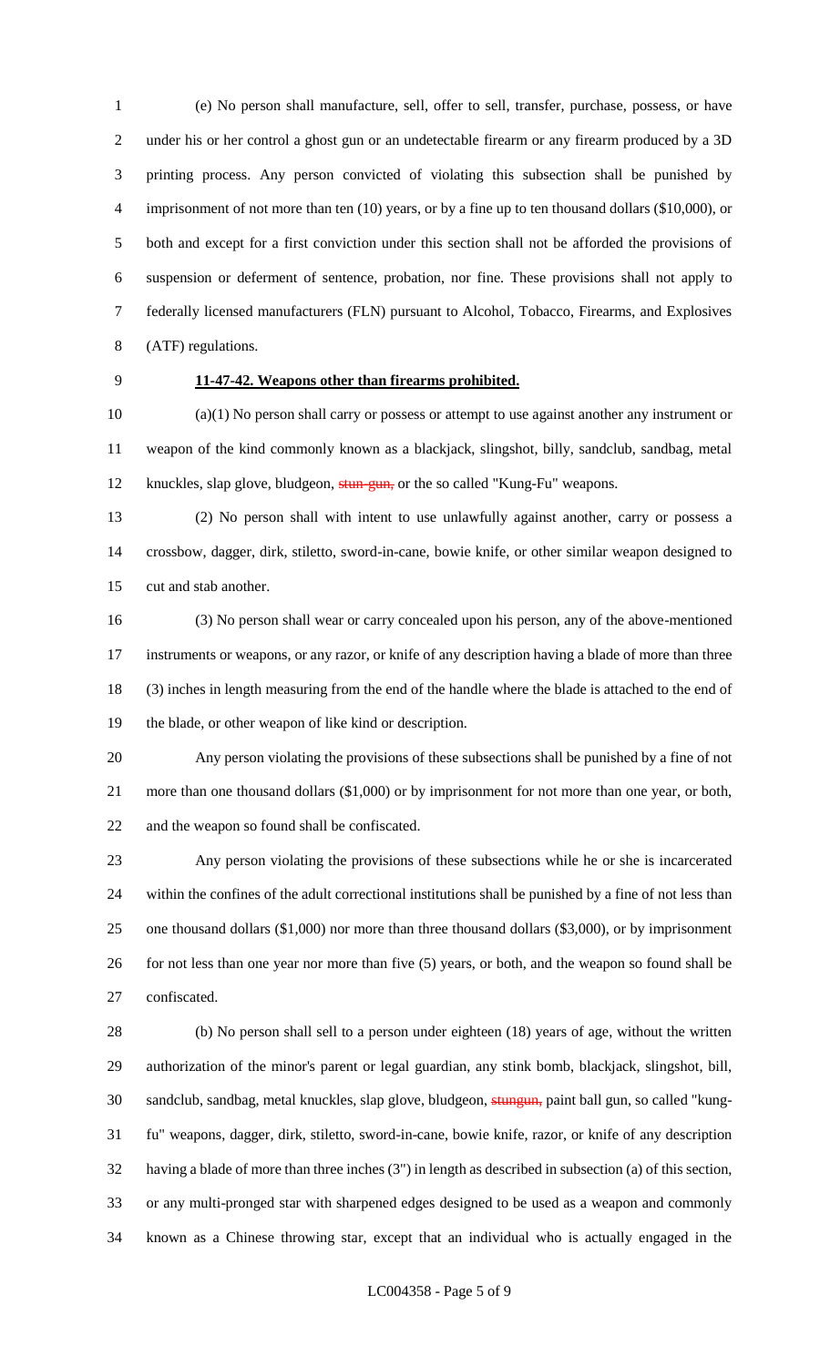(e) No person shall manufacture, sell, offer to sell, transfer, purchase, possess, or have under his or her control a ghost gun or an undetectable firearm or any firearm produced by a 3D printing process. Any person convicted of violating this subsection shall be punished by imprisonment of not more than ten (10) years, or by a fine up to ten thousand dollars ($10,000), or both and except for a first conviction under this section shall not be afforded the provisions of suspension or deferment of sentence, probation, nor fine. These provisions shall not apply to federally licensed manufacturers (FLN) pursuant to Alcohol, Tobacco, Firearms, and Explosives (ATF) regulations.

**11-47-42. Weapons other than firearms prohibited.**

(a)(1) No person shall carry or possess or attempt to use against another any instrument or weapon of the kind commonly known as a blackjack, slingshot, billy, sandclub, sandbag, metal knuckles, slap glove, bludgeon, ~~stun-gun,~~ or the so called "Kung-Fu" weapons.

(2) No person shall with intent to use unlawfully against another, carry or possess a crossbow, dagger, dirk, stiletto, sword-in-cane, bowie knife, or other similar weapon designed to cut and stab another.

(3) No person shall wear or carry concealed upon his person, any of the above-mentioned instruments or weapons, or any razor, or knife of any description having a blade of more than three (3) inches in length measuring from the end of the handle where the blade is attached to the end of the blade, or other weapon of like kind or description.

Any person violating the provisions of these subsections shall be punished by a fine of not more than one thousand dollars ($1,000) or by imprisonment for not more than one year, or both, and the weapon so found shall be confiscated.

Any person violating the provisions of these subsections while he or she is incarcerated within the confines of the adult correctional institutions shall be punished by a fine of not less than one thousand dollars ($1,000) nor more than three thousand dollars ($3,000), or by imprisonment for not less than one year nor more than five (5) years, or both, and the weapon so found shall be confiscated.

(b) No person shall sell to a person under eighteen (18) years of age, without the written authorization of the minor's parent or legal guardian, any stink bomb, blackjack, slingshot, bill, sandclub, sandbag, metal knuckles, slap glove, bludgeon, ~~stungun,~~ paint ball gun, so called "kung-fu" weapons, dagger, dirk, stiletto, sword-in-cane, bowie knife, razor, or knife of any description having a blade of more than three inches (3") in length as described in subsection (a) of this section, or any multi-pronged star with sharpened edges designed to be used as a weapon and commonly known as a Chinese throwing star, except that an individual who is actually engaged in the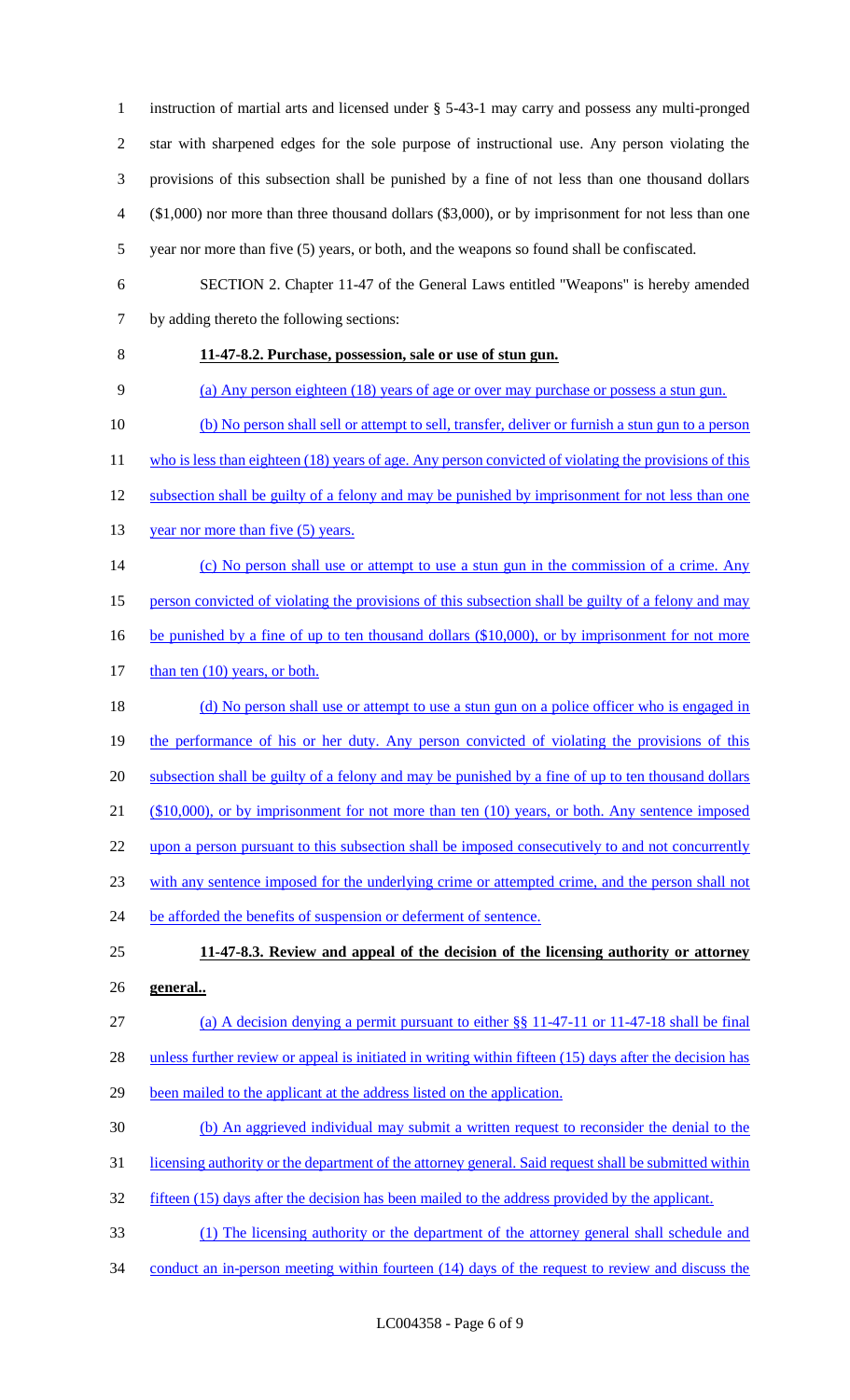instruction of martial arts and licensed under § 5-43-1 may carry and possess any multi-pronged star with sharpened edges for the sole purpose of instructional use. Any person violating the provisions of this subsection shall be punished by a fine of not less than one thousand dollars ($1,000) nor more than three thousand dollars ($3,000), or by imprisonment for not less than one year nor more than five (5) years, or both, and the weapons so found shall be confiscated.

SECTION 2. Chapter 11-47 of the General Laws entitled "Weapons" is hereby amended by adding thereto the following sections:

**11-47-8.2. Purchase, possession, sale or use of stun gun.**

(a) Any person eighteen (18) years of age or over may purchase or possess a stun gun.

(b) No person shall sell or attempt to sell, transfer, deliver or furnish a stun gun to a person who is less than eighteen (18) years of age. Any person convicted of violating the provisions of this subsection shall be guilty of a felony and may be punished by imprisonment for not less than one year nor more than five (5) years.

(c) No person shall use or attempt to use a stun gun in the commission of a crime. Any person convicted of violating the provisions of this subsection shall be guilty of a felony and may be punished by a fine of up to ten thousand dollars ($10,000), or by imprisonment for not more than ten (10) years, or both.

(d) No person shall use or attempt to use a stun gun on a police officer who is engaged in the performance of his or her duty. Any person convicted of violating the provisions of this subsection shall be guilty of a felony and may be punished by a fine of up to ten thousand dollars ($10,000), or by imprisonment for not more than ten (10) years, or both. Any sentence imposed upon a person pursuant to this subsection shall be imposed consecutively to and not concurrently with any sentence imposed for the underlying crime or attempted crime, and the person shall not be afforded the benefits of suspension or deferment of sentence.

**11-47-8.3. Review and appeal of the decision of the licensing authority or attorney general..**

(a) A decision denying a permit pursuant to either §§ 11-47-11 or 11-47-18 shall be final unless further review or appeal is initiated in writing within fifteen (15) days after the decision has been mailed to the applicant at the address listed on the application.

(b) An aggrieved individual may submit a written request to reconsider the denial to the licensing authority or the department of the attorney general. Said request shall be submitted within fifteen (15) days after the decision has been mailed to the address provided by the applicant.

(1) The licensing authority or the department of the attorney general shall schedule and conduct an in-person meeting within fourteen (14) days of the request to review and discuss the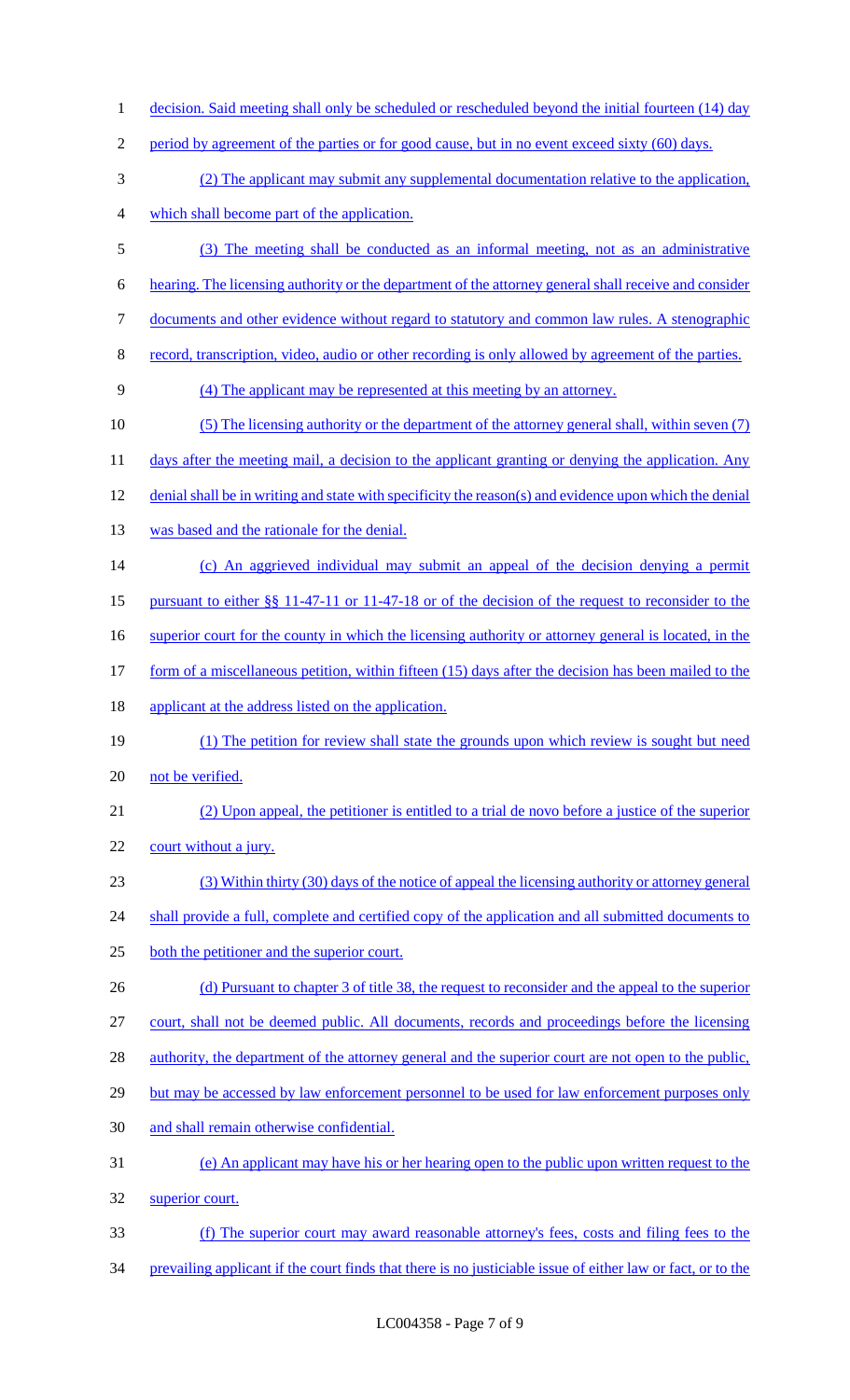decision. Said meeting shall only be scheduled or rescheduled beyond the initial fourteen (14) day period by agreement of the parties or for good cause, but in no event exceed sixty (60) days.

(2) The applicant may submit any supplemental documentation relative to the application, which shall become part of the application.

(3) The meeting shall be conducted as an informal meeting, not as an administrative hearing. The licensing authority or the department of the attorney general shall receive and consider documents and other evidence without regard to statutory and common law rules. A stenographic record, transcription, video, audio or other recording is only allowed by agreement of the parties.

(4) The applicant may be represented at this meeting by an attorney.

(5) The licensing authority or the department of the attorney general shall, within seven (7) days after the meeting mail, a decision to the applicant granting or denying the application. Any denial shall be in writing and state with specificity the reason(s) and evidence upon which the denial was based and the rationale for the denial.

(c) An aggrieved individual may submit an appeal of the decision denying a permit pursuant to either §§ 11-47-11 or 11-47-18 or of the decision of the request to reconsider to the superior court for the county in which the licensing authority or attorney general is located, in the form of a miscellaneous petition, within fifteen (15) days after the decision has been mailed to the applicant at the address listed on the application.

(1) The petition for review shall state the grounds upon which review is sought but need not be verified.

(2) Upon appeal, the petitioner is entitled to a trial de novo before a justice of the superior court without a jury.

(3) Within thirty (30) days of the notice of appeal the licensing authority or attorney general shall provide a full, complete and certified copy of the application and all submitted documents to both the petitioner and the superior court.

(d) Pursuant to chapter 3 of title 38, the request to reconsider and the appeal to the superior court, shall not be deemed public. All documents, records and proceedings before the licensing authority, the department of the attorney general and the superior court are not open to the public, but may be accessed by law enforcement personnel to be used for law enforcement purposes only and shall remain otherwise confidential.

(e) An applicant may have his or her hearing open to the public upon written request to the superior court.

(f) The superior court may award reasonable attorney's fees, costs and filing fees to the prevailing applicant if the court finds that there is no justiciable issue of either law or fact, or to the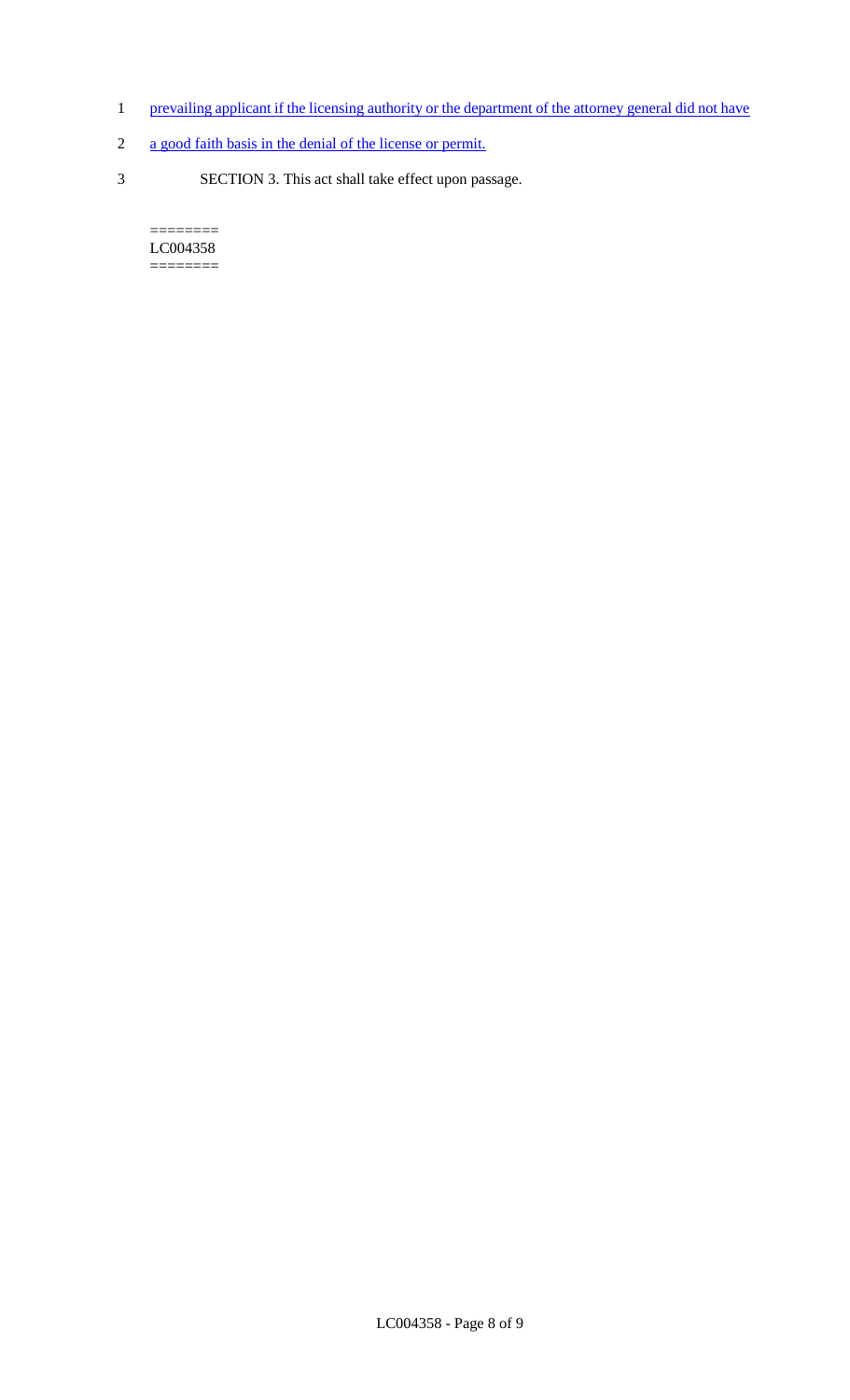prevailing applicant if the licensing authority or the department of the attorney general did not have a good faith basis in the denial of the license or permit.

SECTION 3. This act shall take effect upon passage.

========
LC004358
========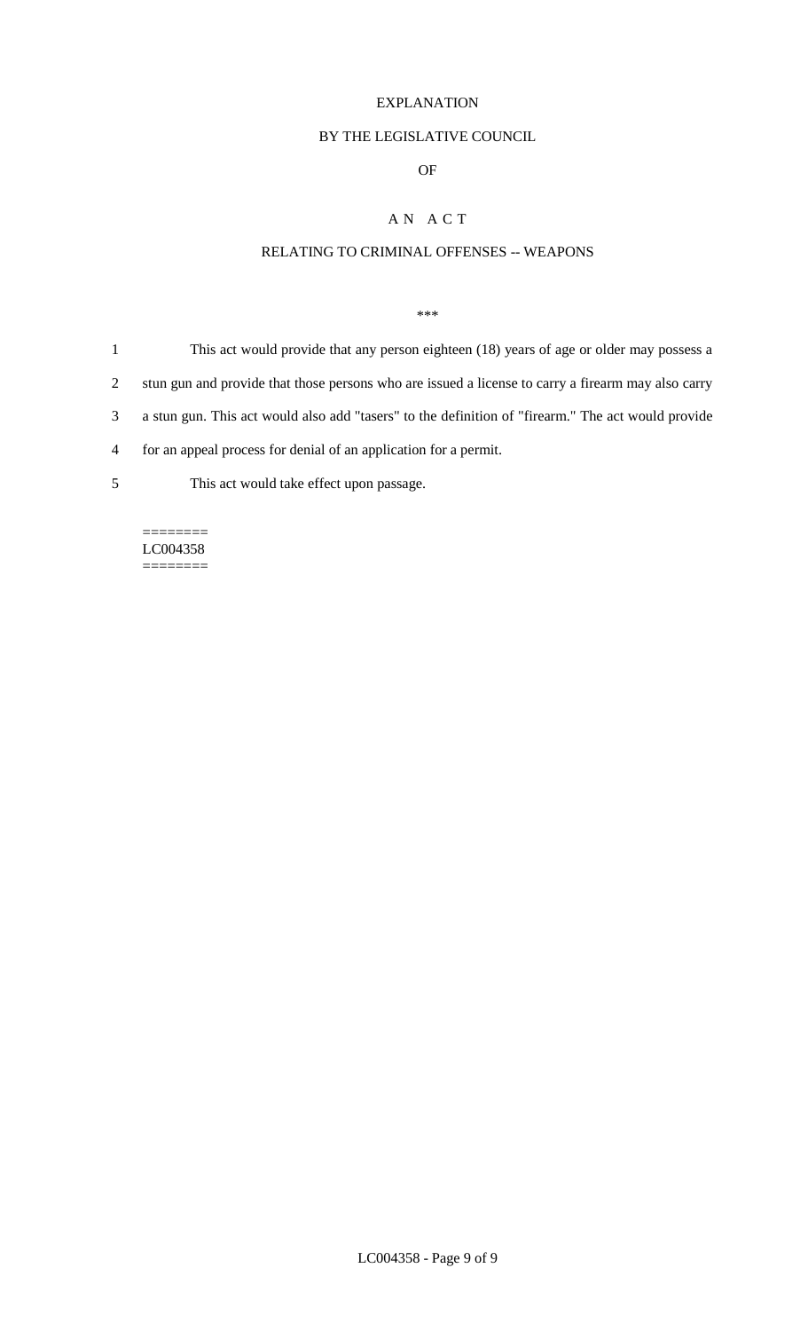EXPLANATION

BY THE LEGISLATIVE COUNCIL

OF

A N A C T

RELATING TO CRIMINAL OFFENSES -- WEAPONS

\*\*\*

This act would provide that any person eighteen (18) years of age or older may possess a stun gun and provide that those persons who are issued a license to carry a firearm may also carry a stun gun. This act would also add "tasers" to the definition of "firearm." The act would provide for an appeal process for denial of an application for a permit.

This act would take effect upon passage.

========
LC004358
========